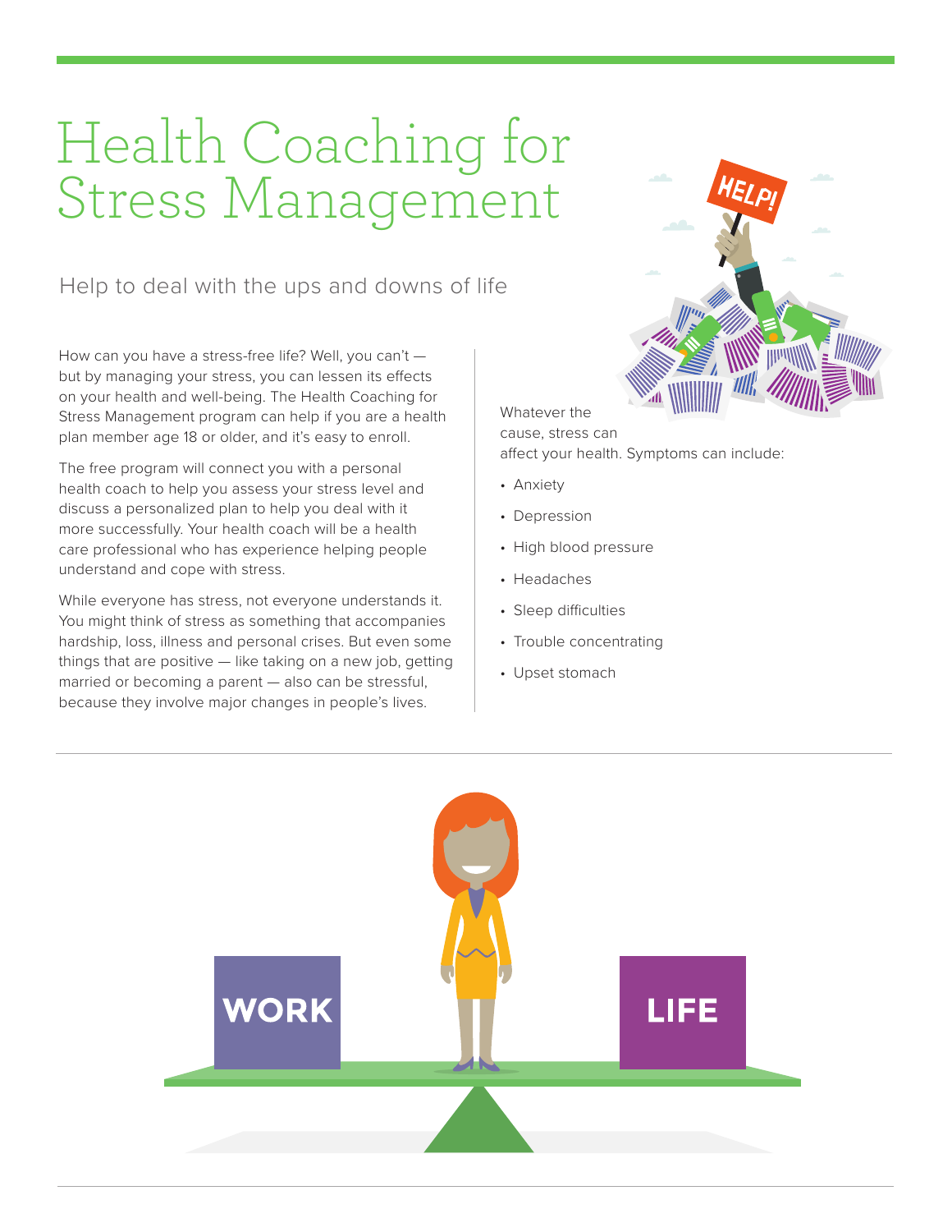# Health Coaching for Stress Management

## Help to deal with the ups and downs of life

How can you have a stress-free life? Well, you can't — but by managing your stress, you can lessen its effects on your health and well-being. The Health Coaching for Stress Management program can help if you are a health plan member age 18 or older, and it's easy to enroll.

The free program will connect you with a personal health coach to help you assess your stress level and discuss a personalized plan to help you deal with it more successfully. Your health coach will be a health care professional who has experience helping people understand and cope with stress.

While everyone has stress, not everyone understands it. You might think of stress as something that accompanies hardship, loss, illness and personal crises. But even some things that are positive — like taking on a new job, getting married or becoming a parent — also can be stressful, because they involve major changes in people's lives.

Whatever the cause, stress can affect your health. Symptoms can include:

- Anxiety
- Depression
- High blood pressure
- Headaches
- Sleep difficulties
- Trouble concentrating
- Upset stomach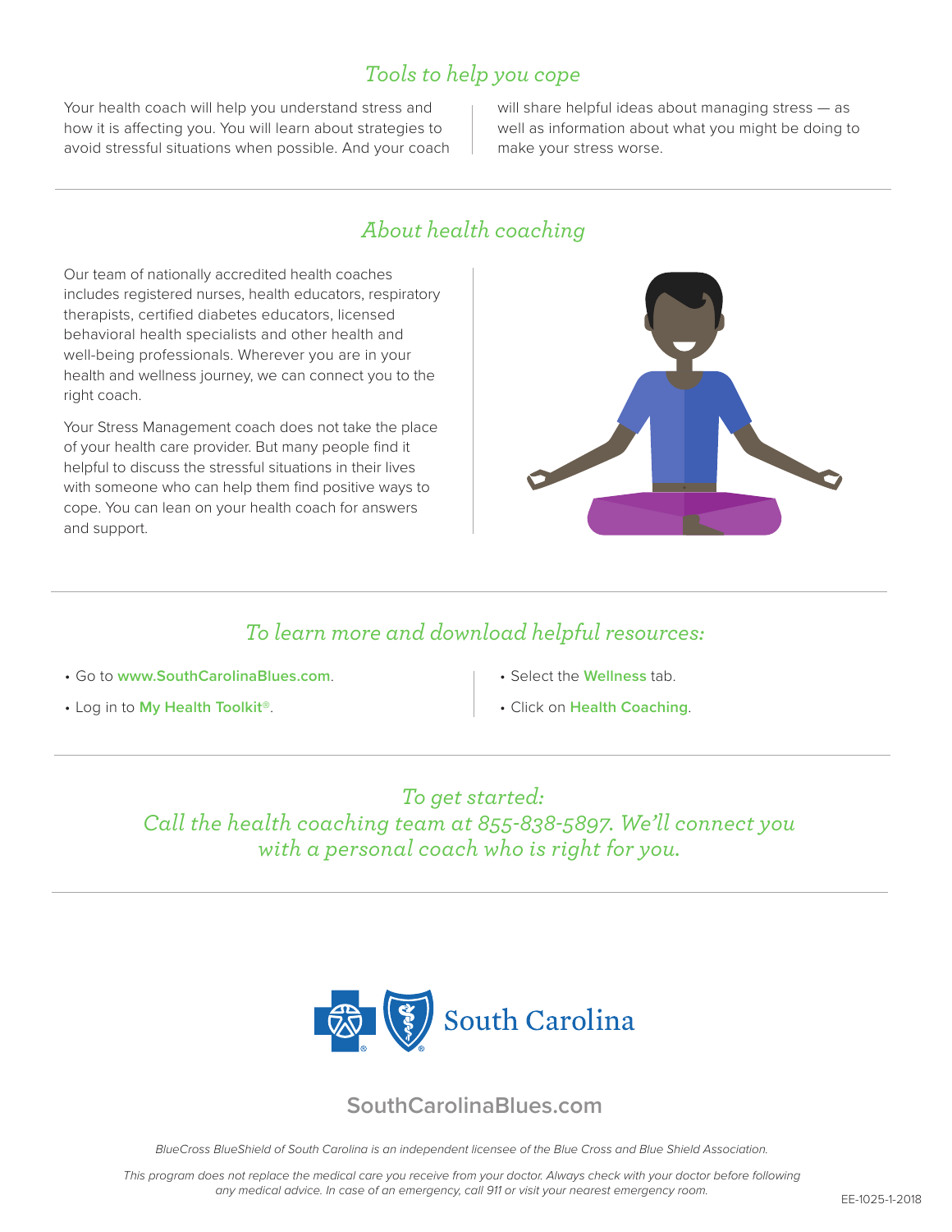## *Tools to help you cope*

Your health coach will help you understand stress and how it is affecting you. You will learn about strategies to avoid stressful situations when possible. And your coach will share helpful ideas about managing stress — as well as information about what you might be doing to make your stress worse.

## *About health coaching*

Our team of nationally accredited health coaches includes registered nurses, health educators, respiratory therapists, certified diabetes educators, licensed behavioral health specialists and other health and well-being professionals. Wherever you are in your health and wellness journey, we can connect you to the right coach.

Your Stress Management coach does not take the place of your health care provider. But many people find it helpful to discuss the stressful situations in their lives with someone who can help them find positive ways to cope. You can lean on your health coach for answers and support.

## *To learn more and download helpful resources:*

- Go to **www.SouthCarolinaBlues.com**.
- Log in to **My Health Toolkit®**.
- Select the **Wellness** tab.
- Click on **Health Coaching**.

## *To get started:*
## *Call the health coaching team at 855-838-5897. We'll connect you with a personal coach who is right for you.*

South Carolina

**SouthCarolinaBlues.com**

*BlueCross BlueShield of South Carolina is an independent licensee of the Blue Cross and Blue Shield Association.*

*This program does not replace the medical care you receive from your doctor. Always check with your doctor before following any medical advice. In case of an emergency, call 911 or visit your nearest emergency room.*

EE-1025-1-2018